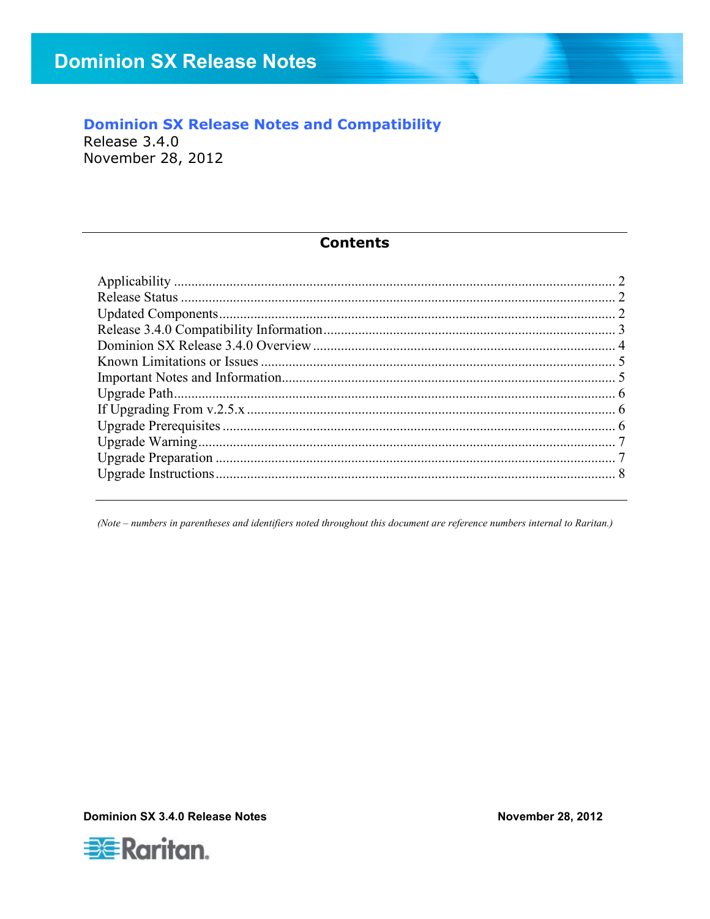# Dominion SX Release Notes

## Dominion SX Release Notes and Compatibility

Release 3.4.0
November 28, 2012

## Contents

Applicability ........................................................................................................ 2
Release Status ........................................................................................................ 2
Updated Components ........................................................................................................ 2
Release 3.4.0 Compatibility Information ........................................................................................................ 3
Dominion SX Release 3.4.0 Overview ........................................................................................................ 4
Known Limitations or Issues ........................................................................................................ 5
Important Notes and Information ........................................................................................................ 5
Upgrade Path ........................................................................................................ 6
If Upgrading From v.2.5.x ........................................................................................................ 6
Upgrade Prerequisites ........................................................................................................ 6
Upgrade Warning ........................................................................................................ 7
Upgrade Preparation ........................................................................................................ 7
Upgrade Instructions ........................................................................................................ 8

*(Note – numbers in parentheses and identifiers noted throughout this document are reference numbers internal to Raritan.)*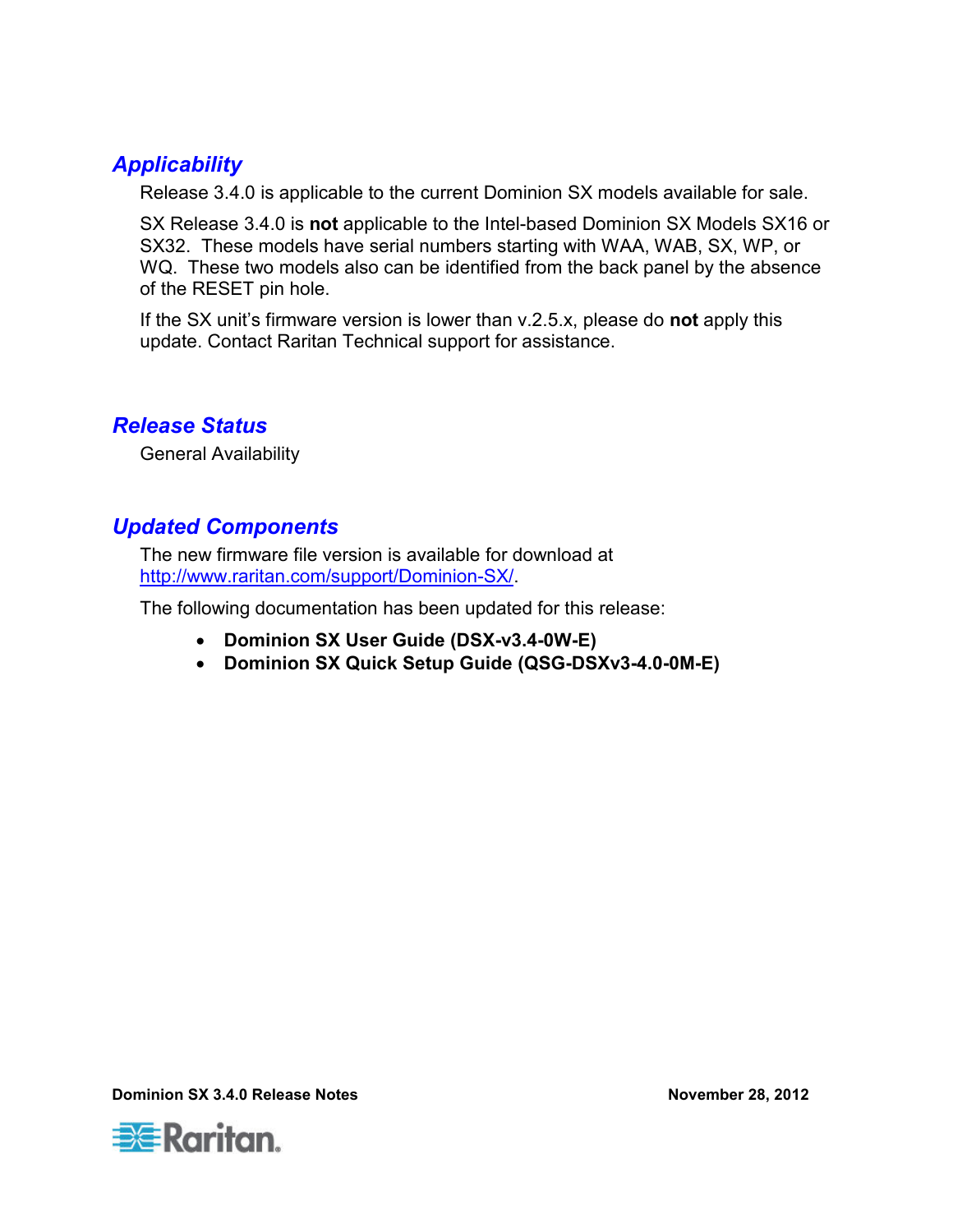## *Applicability*

Release 3.4.0 is applicable to the current Dominion SX models available for sale.

SX Release 3.4.0 is **not** applicable to the Intel-based Dominion SX Models SX16 or SX32. These models have serial numbers starting with WAA, WAB, SX, WP, or WQ. These two models also can be identified from the back panel by the absence of the RESET pin hole.

If the SX unit's firmware version is lower than v.2.5.x, please do **not** apply this update. Contact Raritan Technical support for assistance.

## *Release Status*

General Availability

## *Updated Components*

The new firmware file version is available for download at http://www.raritan.com/support/Dominion-SX/.

The following documentation has been updated for this release:

- **Dominion SX User Guide (DSX-v3.4-0W-E)**
- **Dominion SX Quick Setup Guide (QSG-DSXv3-4.0-0M-E)**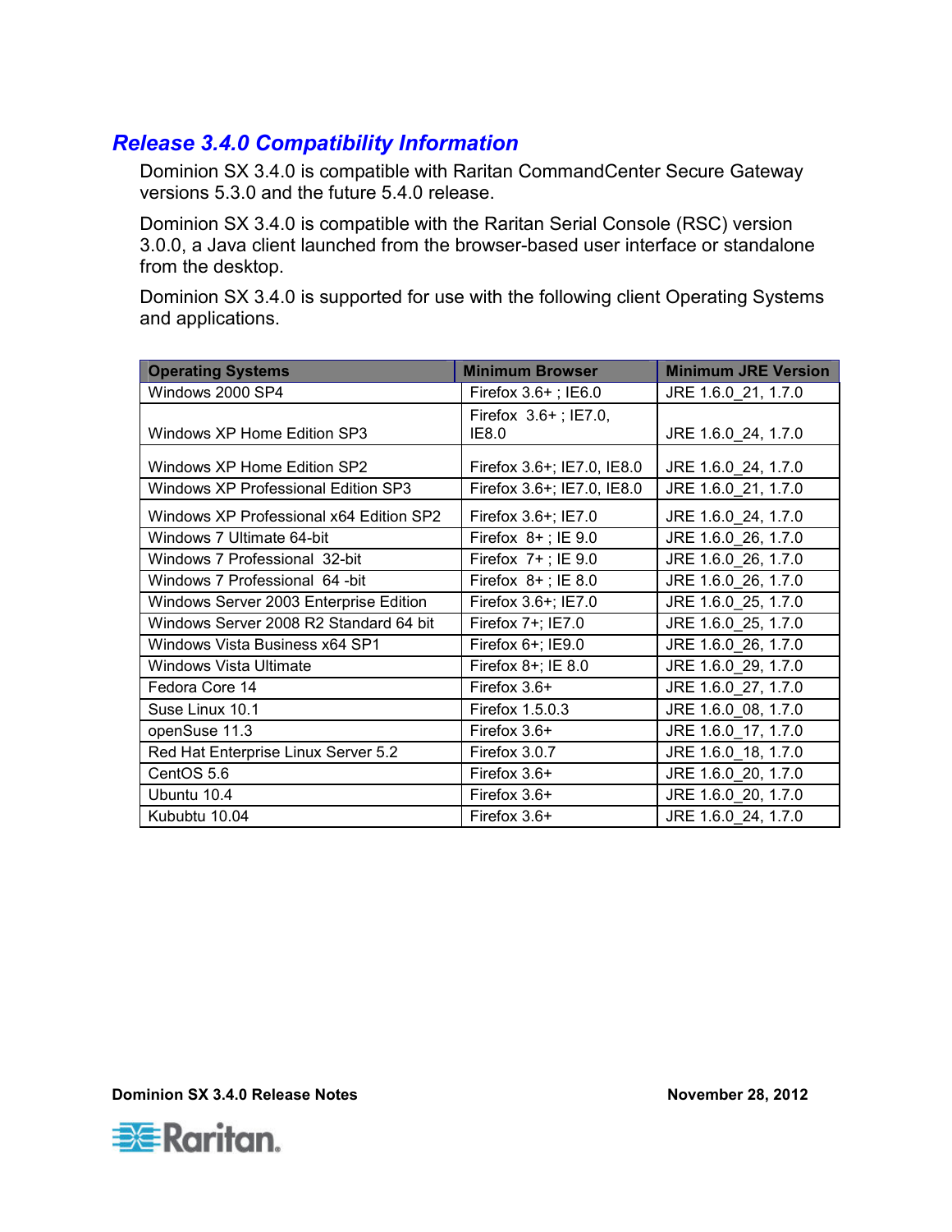## Release 3.4.0 Compatibility Information

Dominion SX 3.4.0 is compatible with Raritan CommandCenter Secure Gateway versions 5.3.0 and the future 5.4.0 release.

Dominion SX 3.4.0 is compatible with the Raritan Serial Console (RSC) version 3.0.0, a Java client launched from the browser-based user interface or standalone from the desktop.

Dominion SX 3.4.0 is supported for use with the following client Operating Systems and applications.

| Operating Systems | Minimum Browser | Minimum JRE Version |
|---|---|---|
| Windows 2000 SP4 | Firefox 3.6+ ; IE6.0 | JRE 1.6.0_21, 1.7.0 |
| Windows XP Home Edition SP3 | Firefox 3.6+ ; IE7.0, IE8.0 | JRE 1.6.0_24, 1.7.0 |
| Windows XP Home Edition SP2 | Firefox 3.6+; IE7.0, IE8.0 | JRE 1.6.0_24, 1.7.0 |
| Windows XP Professional Edition SP3 | Firefox 3.6+; IE7.0, IE8.0 | JRE 1.6.0_21, 1.7.0 |
| Windows XP Professional x64 Edition SP2 | Firefox 3.6+; IE7.0 | JRE 1.6.0_24, 1.7.0 |
| Windows 7 Ultimate 64-bit | Firefox 8+ ; IE 9.0 | JRE 1.6.0_26, 1.7.0 |
| Windows 7 Professional 32-bit | Firefox 7+ ; IE 9.0 | JRE 1.6.0_26, 1.7.0 |
| Windows 7 Professional 64 -bit | Firefox 8+ ; IE 8.0 | JRE 1.6.0_26, 1.7.0 |
| Windows Server 2003 Enterprise Edition | Firefox 3.6+; IE7.0 | JRE 1.6.0_25, 1.7.0 |
| Windows Server 2008 R2 Standard 64 bit | Firefox 7+; IE7.0 | JRE 1.6.0_25, 1.7.0 |
| Windows Vista Business x64 SP1 | Firefox 6+; IE9.0 | JRE 1.6.0_26, 1.7.0 |
| Windows Vista Ultimate | Firefox 8+; IE 8.0 | JRE 1.6.0_29, 1.7.0 |
| Fedora Core 14 | Firefox 3.6+ | JRE 1.6.0_27, 1.7.0 |
| Suse Linux 10.1 | Firefox 1.5.0.3 | JRE 1.6.0_08, 1.7.0 |
| openSuse 11.3 | Firefox 3.6+ | JRE 1.6.0_17, 1.7.0 |
| Red Hat Enterprise Linux Server 5.2 | Firefox 3.0.7 | JRE 1.6.0_18, 1.7.0 |
| CentOS 5.6 | Firefox 3.6+ | JRE 1.6.0_20, 1.7.0 |
| Ubuntu 10.4 | Firefox 3.6+ | JRE 1.6.0_20, 1.7.0 |
| Kububtu 10.04 | Firefox 3.6+ | JRE 1.6.0_24, 1.7.0 |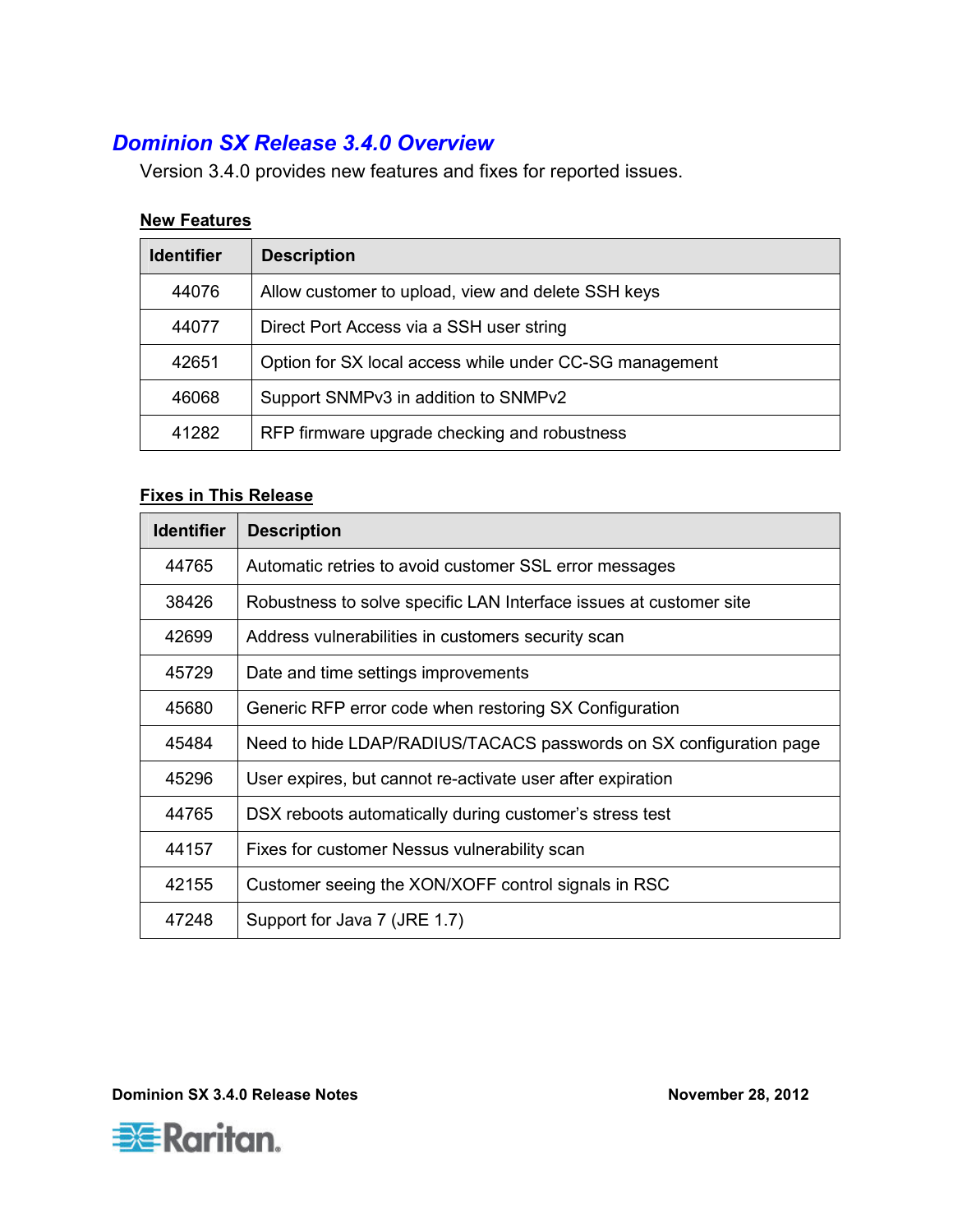## Dominion SX Release 3.4.0 Overview

Version 3.4.0 provides new features and fixes for reported issues.

### New Features

| Identifier | Description |
|---|---|
| 44076 | Allow customer to upload, view and delete SSH keys |
| 44077 | Direct Port Access via a SSH user string |
| 42651 | Option for SX local access while under CC-SG management |
| 46068 | Support SNMPv3 in addition to SNMPv2 |
| 41282 | RFP firmware upgrade checking and robustness |

### Fixes in This Release

| Identifier | Description |
|---|---|
| 44765 | Automatic retries to avoid customer SSL error messages |
| 38426 | Robustness to solve specific LAN Interface issues at customer site |
| 42699 | Address vulnerabilities in customers security scan |
| 45729 | Date and time settings improvements |
| 45680 | Generic RFP error code when restoring SX Configuration |
| 45484 | Need to hide LDAP/RADIUS/TACACS passwords on SX configuration page |
| 45296 | User expires, but cannot re-activate user after expiration |
| 44765 | DSX reboots automatically during customer's stress test |
| 44157 | Fixes for customer Nessus vulnerability scan |
| 42155 | Customer seeing the XON/XOFF control signals in RSC |
| 47248 | Support for Java 7 (JRE 1.7) |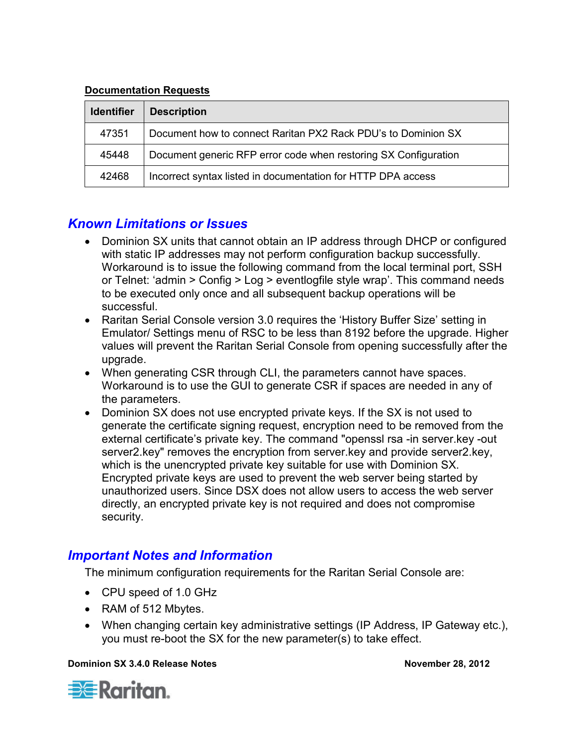**Documentation Requests**

| Identifier | Description |
|---|---|
| 47351 | Document how to connect Raritan PX2 Rack PDU's to Dominion SX |
| 45448 | Document generic RFP error code when restoring SX Configuration |
| 42468 | Incorrect syntax listed in documentation for HTTP DPA access |

## *Known Limitations or Issues*

- Dominion SX units that cannot obtain an IP address through DHCP or configured with static IP addresses may not perform configuration backup successfully. Workaround is to issue the following command from the local terminal port, SSH or Telnet: 'admin > Config > Log > eventlogfile style wrap'. This command needs to be executed only once and all subsequent backup operations will be successful.
- Raritan Serial Console version 3.0 requires the 'History Buffer Size' setting in Emulator/ Settings menu of RSC to be less than 8192 before the upgrade. Higher values will prevent the Raritan Serial Console from opening successfully after the upgrade.
- When generating CSR through CLI, the parameters cannot have spaces. Workaround is to use the GUI to generate CSR if spaces are needed in any of the parameters.
- Dominion SX does not use encrypted private keys. If the SX is not used to generate the certificate signing request, encryption need to be removed from the external certificate's private key. The command "openssl rsa -in server.key -out server2.key" removes the encryption from server.key and provide server2.key, which is the unencrypted private key suitable for use with Dominion SX. Encrypted private keys are used to prevent the web server being started by unauthorized users. Since DSX does not allow users to access the web server directly, an encrypted private key is not required and does not compromise security.

## *Important Notes and Information*

The minimum configuration requirements for the Raritan Serial Console are:

- CPU speed of 1.0 GHz
- RAM of 512 Mbytes.
- When changing certain key administrative settings (IP Address, IP Gateway etc.), you must re-boot the SX for the new parameter(s) to take effect.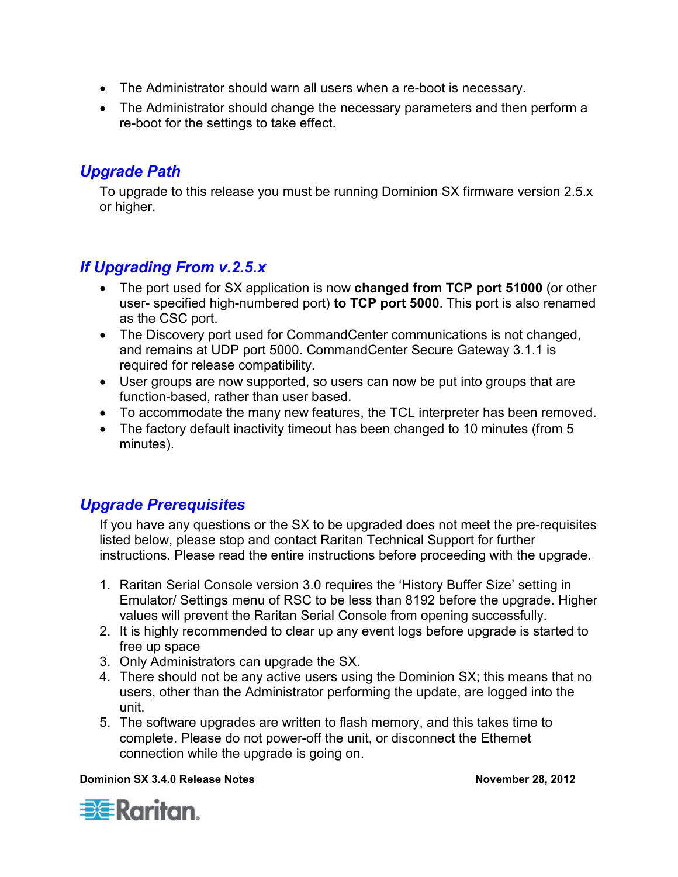- The Administrator should warn all users when a re-boot is necessary.
- The Administrator should change the necessary parameters and then perform a re-boot for the settings to take effect.

## Upgrade Path

To upgrade to this release you must be running Dominion SX firmware version 2.5.x or higher.

## If Upgrading From v.2.5.x

- The port used for SX application is now **changed from TCP port 51000** (or other user- specified high-numbered port) **to TCP port 5000**. This port is also renamed as the CSC port.
- The Discovery port used for CommandCenter communications is not changed, and remains at UDP port 5000. CommandCenter Secure Gateway 3.1.1 is required for release compatibility.
- User groups are now supported, so users can now be put into groups that are function-based, rather than user based.
- To accommodate the many new features, the TCL interpreter has been removed.
- The factory default inactivity timeout has been changed to 10 minutes (from 5 minutes).

## Upgrade Prerequisites

If you have any questions or the SX to be upgraded does not meet the pre-requisites listed below, please stop and contact Raritan Technical Support for further instructions. Please read the entire instructions before proceeding with the upgrade.

1. Raritan Serial Console version 3.0 requires the 'History Buffer Size' setting in Emulator/ Settings menu of RSC to be less than 8192 before the upgrade. Higher values will prevent the Raritan Serial Console from opening successfully.
2. It is highly recommended to clear up any event logs before upgrade is started to free up space
3. Only Administrators can upgrade the SX.
4. There should not be any active users using the Dominion SX; this means that no users, other than the Administrator performing the update, are logged into the unit.
5. The software upgrades are written to flash memory, and this takes time to complete. Please do not power-off the unit, or disconnect the Ethernet connection while the upgrade is going on.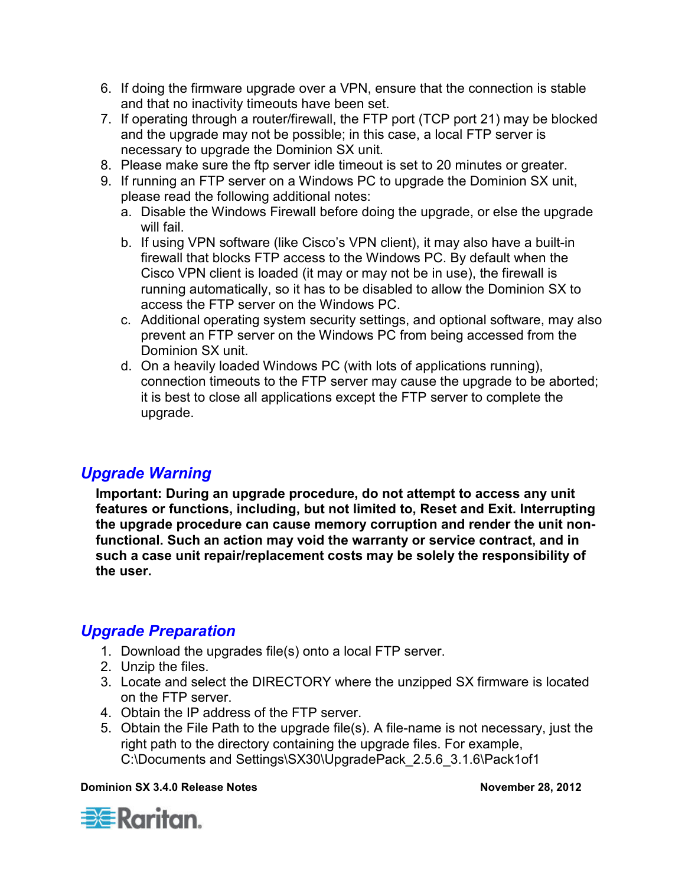6. If doing the firmware upgrade over a VPN, ensure that the connection is stable and that no inactivity timeouts have been set.
7. If operating through a router/firewall, the FTP port (TCP port 21) may be blocked and the upgrade may not be possible; in this case, a local FTP server is necessary to upgrade the Dominion SX unit.
8. Please make sure the ftp server idle timeout is set to 20 minutes or greater.
9. If running an FTP server on a Windows PC to upgrade the Dominion SX unit, please read the following additional notes:
   a. Disable the Windows Firewall before doing the upgrade, or else the upgrade will fail.
   b. If using VPN software (like Cisco's VPN client), it may also have a built-in firewall that blocks FTP access to the Windows PC. By default when the Cisco VPN client is loaded (it may or may not be in use), the firewall is running automatically, so it has to be disabled to allow the Dominion SX to access the FTP server on the Windows PC.
   c. Additional operating system security settings, and optional software, may also prevent an FTP server on the Windows PC from being accessed from the Dominion SX unit.
   d. On a heavily loaded Windows PC (with lots of applications running), connection timeouts to the FTP server may cause the upgrade to be aborted; it is best to close all applications except the FTP server to complete the upgrade.

## *Upgrade Warning*

**Important: During an upgrade procedure, do not attempt to access any unit features or functions, including, but not limited to, Reset and Exit. Interrupting the upgrade procedure can cause memory corruption and render the unit non-functional. Such an action may void the warranty or service contract, and in such a case unit repair/replacement costs may be solely the responsibility of the user.**

## *Upgrade Preparation*

1. Download the upgrades file(s) onto a local FTP server.
2. Unzip the files.
3. Locate and select the DIRECTORY where the unzipped SX firmware is located on the FTP server.
4. Obtain the IP address of the FTP server.
5. Obtain the File Path to the upgrade file(s). A file-name is not necessary, just the right path to the directory containing the upgrade files. For example, C:\Documents and Settings\SX30\UpgradePack_2.5.6_3.1.6\Pack1of1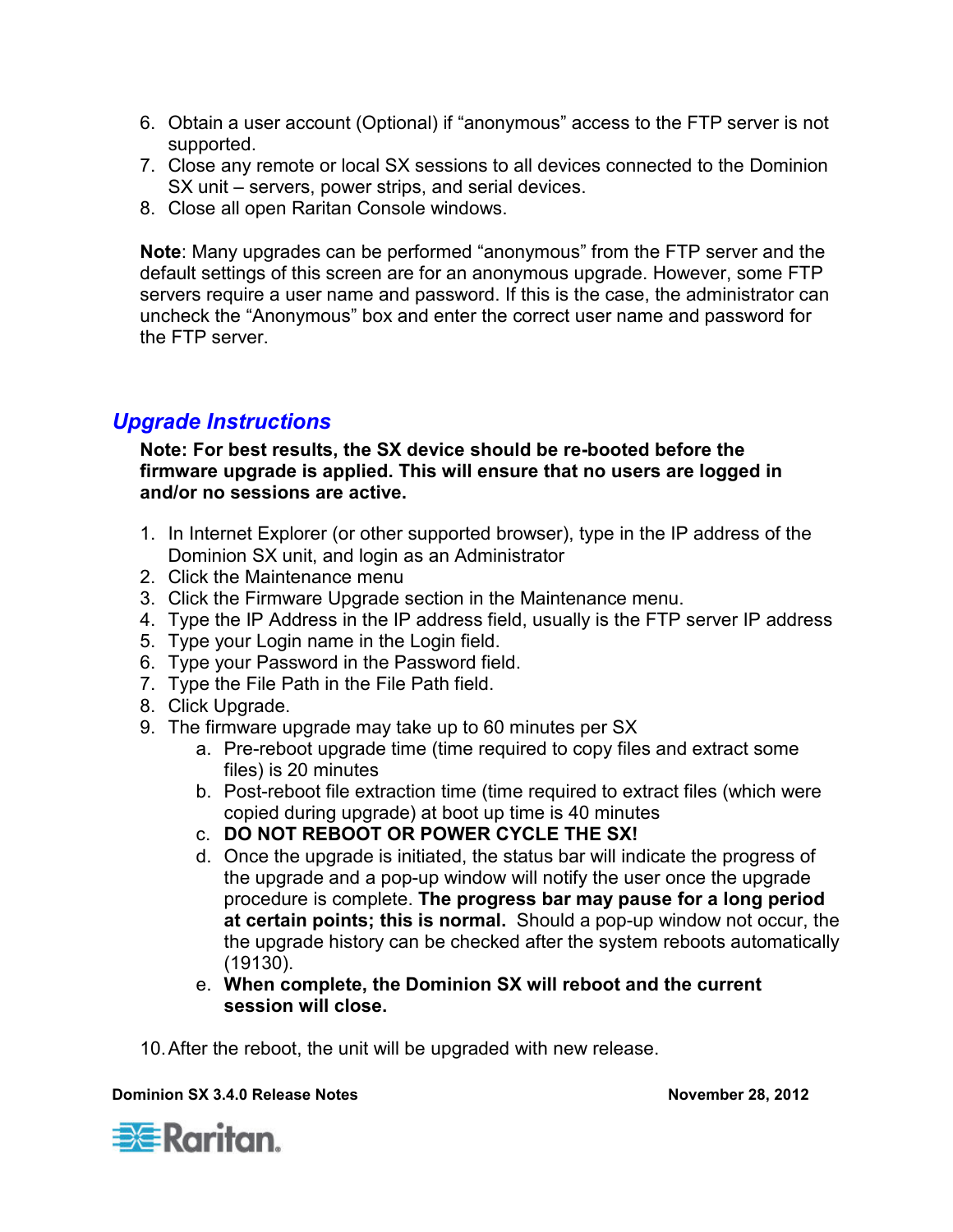6. Obtain a user account (Optional) if “anonymous” access to the FTP server is not supported.
7. Close any remote or local SX sessions to all devices connected to the Dominion SX unit – servers, power strips, and serial devices.
8. Close all open Raritan Console windows.

**Note**: Many upgrades can be performed “anonymous” from the FTP server and the default settings of this screen are for an anonymous upgrade. However, some FTP servers require a user name and password. If this is the case, the administrator can uncheck the “Anonymous” box and enter the correct user name and password for the FTP server.

## *Upgrade Instructions*

**Note: For best results, the SX device should be re-booted before the firmware upgrade is applied. This will ensure that no users are logged in and/or no sessions are active.**

1. In Internet Explorer (or other supported browser), type in the IP address of the Dominion SX unit, and login as an Administrator
2. Click the Maintenance menu
3. Click the Firmware Upgrade section in the Maintenance menu.
4. Type the IP Address in the IP address field, usually is the FTP server IP address
5. Type your Login name in the Login field.
6. Type your Password in the Password field.
7. Type the File Path in the File Path field.
8. Click Upgrade.
9. The firmware upgrade may take up to 60 minutes per SX
   a. Pre-reboot upgrade time (time required to copy files and extract some files) is 20 minutes
   b. Post-reboot file extraction time (time required to extract files (which were copied during upgrade) at boot up time is 40 minutes
   c. **DO NOT REBOOT OR POWER CYCLE THE SX!**
   d. Once the upgrade is initiated, the status bar will indicate the progress of the upgrade and a pop-up window will notify the user once the upgrade procedure is complete. **The progress bar may pause for a long period at certain points; this is normal.** Should a pop-up window not occur, the the upgrade history can be checked after the system reboots automatically (19130).
   e. **When complete, the Dominion SX will reboot and the current session will close.**
10. After the reboot, the unit will be upgraded with new release.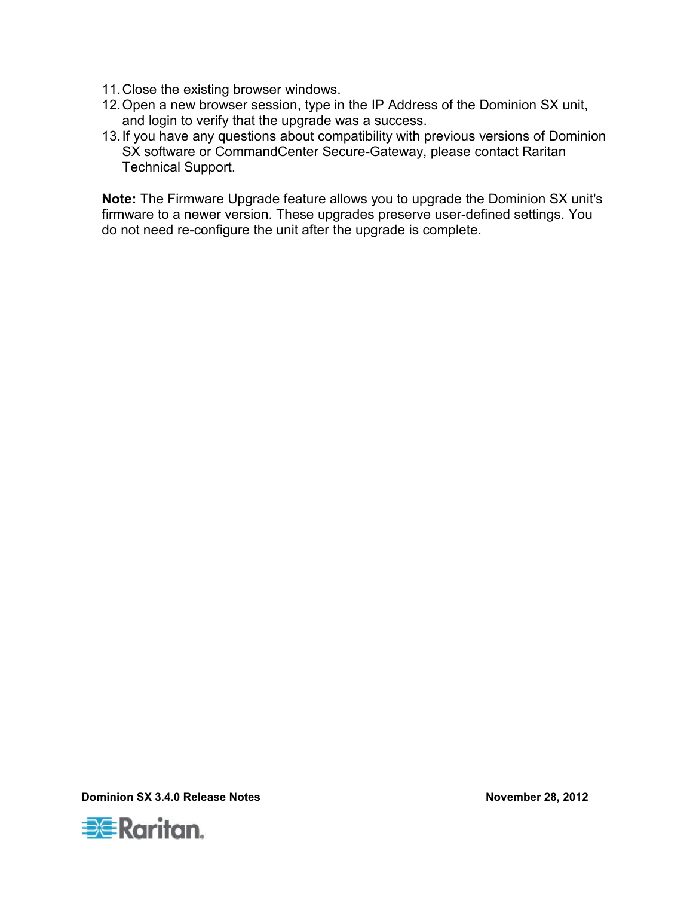11. Close the existing browser windows.
12. Open a new browser session, type in the IP Address of the Dominion SX unit, and login to verify that the upgrade was a success.
13. If you have any questions about compatibility with previous versions of Dominion SX software or CommandCenter Secure-Gateway, please contact Raritan Technical Support.

**Note:** The Firmware Upgrade feature allows you to upgrade the Dominion SX unit's firmware to a newer version. These upgrades preserve user-defined settings. You do not need re-configure the unit after the upgrade is complete.